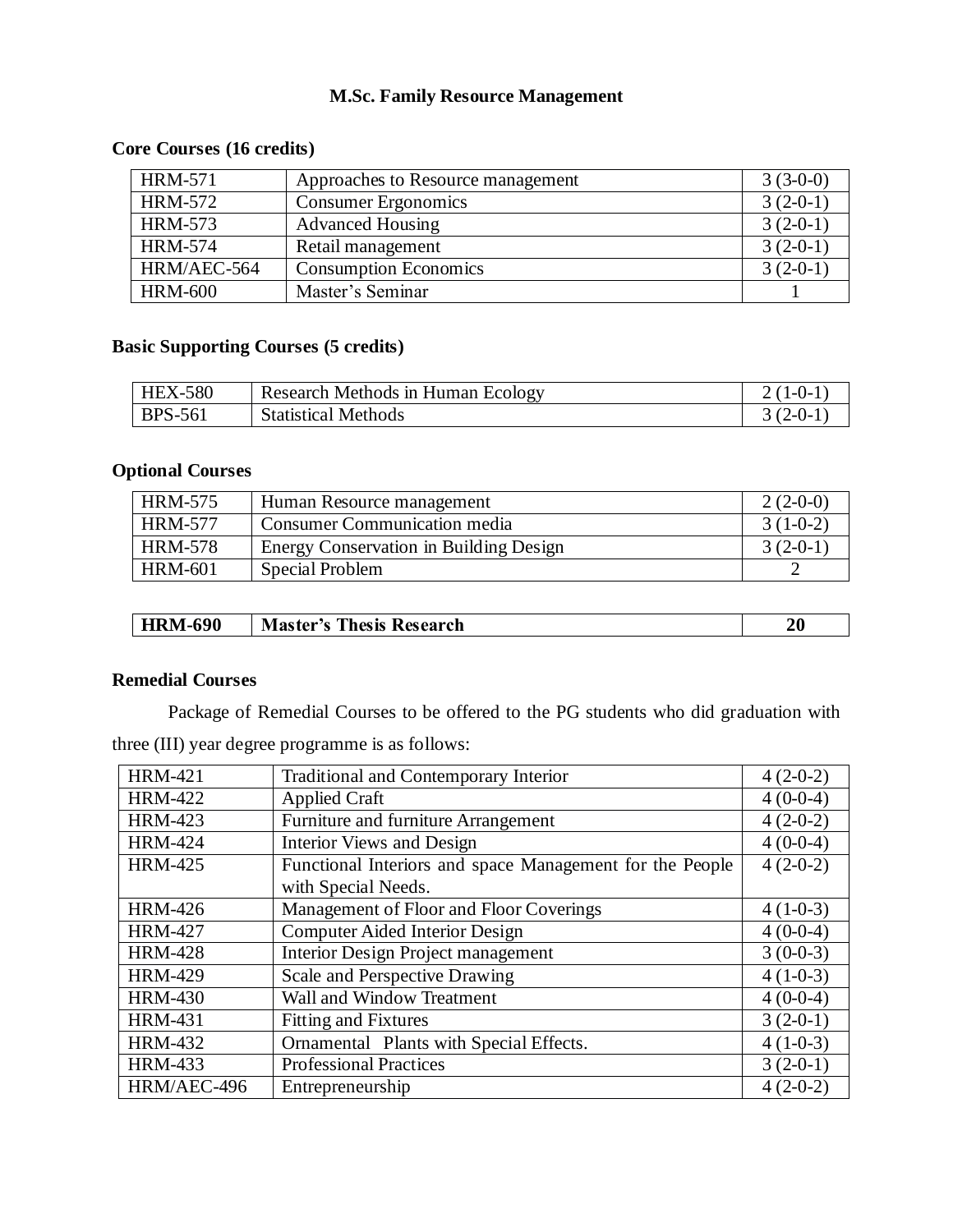# M.Sc. Family Resource Management

## Core Courses (16 credits)

| | | |
|---|---|---|
| HRM-571 | Approaches to Resource management | 3 (3-0-0) |
| HRM-572 | Consumer Ergonomics | 3 (2-0-1) |
| HRM-573 | Advanced Housing | 3 (2-0-1) |
| HRM-574 | Retail management | 3 (2-0-1) |
| HRM/AEC-564 | Consumption Economics | 3 (2-0-1) |
| HRM-600 | Master's Seminar | 1 |

## Basic Supporting Courses (5 credits)

| | | |
|---|---|---|
| HEX-580 | Research Methods in Human Ecology | 2 (1-0-1) |
| BPS-561 | Statistical Methods | 3 (2-0-1) |

## Optional Courses

| | | |
|---|---|---|
| HRM-575 | Human Resource management | 2 (2-0-0) |
| HRM-577 | Consumer Communication media | 3 (1-0-2) |
| HRM-578 | Energy Conservation in Building Design | 3 (2-0-1) |
| HRM-601 | Special Problem | 2 |

| | | |
|---|---|---|
| **HRM-690** | **Master's Thesis Research** | **20** |

## Remedial Courses

Package of Remedial Courses to be offered to the PG students who did graduation with three (III) year degree programme is as follows:

| | | |
|---|---|---|
| HRM-421 | Traditional and Contemporary Interior | 4 (2-0-2) |
| HRM-422 | Applied Craft | 4 (0-0-4) |
| HRM-423 | Furniture and furniture Arrangement | 4 (2-0-2) |
| HRM-424 | Interior Views and Design | 4 (0-0-4) |
| HRM-425 | Functional Interiors and space Management for the People with Special Needs. | 4 (2-0-2) |
| HRM-426 | Management of Floor and Floor Coverings | 4 (1-0-3) |
| HRM-427 | Computer Aided Interior Design | 4 (0-0-4) |
| HRM-428 | Interior Design Project management | 3 (0-0-3) |
| HRM-429 | Scale and Perspective Drawing | 4 (1-0-3) |
| HRM-430 | Wall and Window Treatment | 4 (0-0-4) |
| HRM-431 | Fitting and Fixtures | 3 (2-0-1) |
| HRM-432 | Ornamental Plants with Special Effects. | 4 (1-0-3) |
| HRM-433 | Professional Practices | 3 (2-0-1) |
| HRM/AEC-496 | Entrepreneurship | 4 (2-0-2) |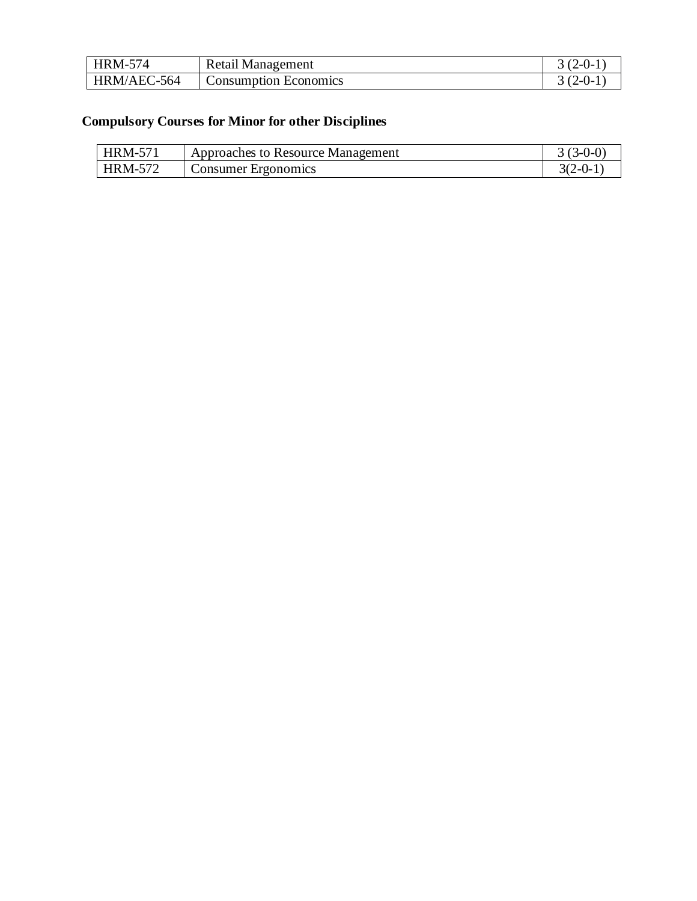| | | |
|---|---|---|
| HRM-574 | Retail Management | 3 (2-0-1) |
| HRM/AEC-564 | Consumption Economics | 3 (2-0-1) |

**Compulsory Courses for Minor for other Disciplines**

| | | |
|---|---|---|
| HRM-571 | Approaches to Resource Management | 3 (3-0-0) |
| HRM-572 | Consumer Ergonomics | 3(2-0-1) |